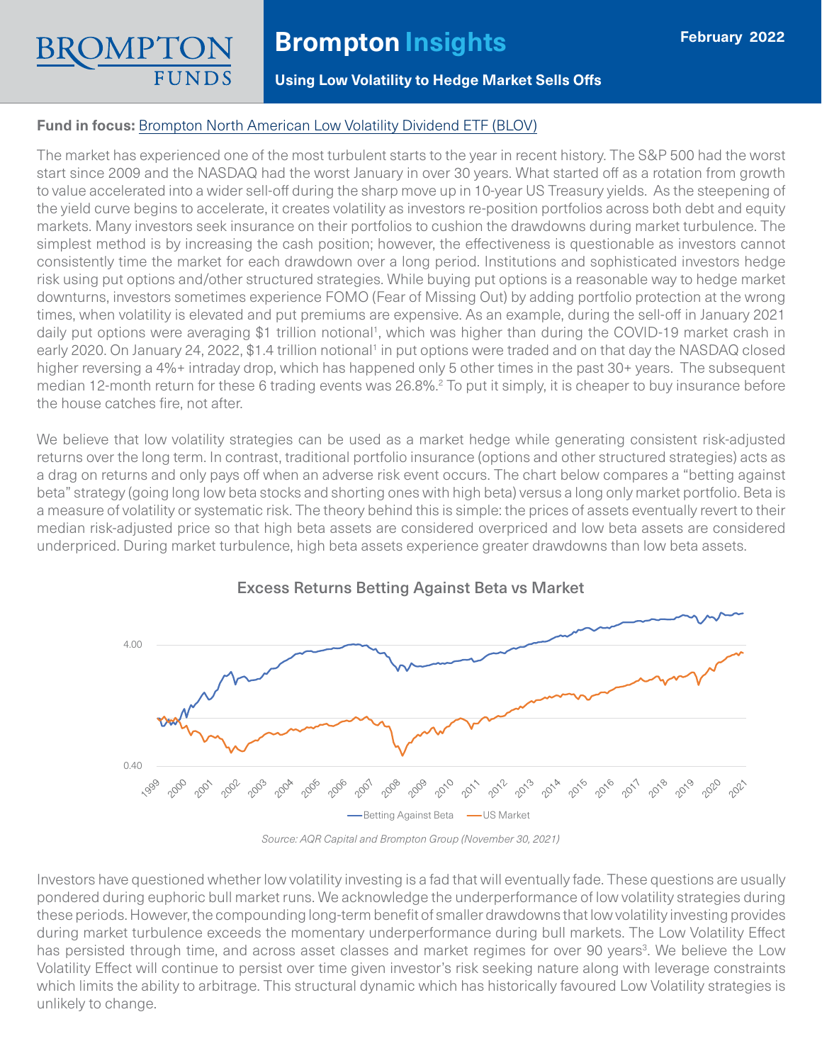# Brompton Insights

**February 2022**

**Using Low Volatility to Hedge Market Sells Offs**

**Fund in focus:** Brompton North American Low Volatility Dividend ETF (BLOV)

The market has experienced one of the most turbulent starts to the year in recent history. The S&P 500 had the worst start since 2009 and the NASDAQ had the worst January in over 30 years. What started off as a rotation from growth to value accelerated into a wider sell-off during the sharp move up in 10-year US Treasury yields. As the steepening of the yield curve begins to accelerate, it creates volatility as investors re-position portfolios across both debt and equity markets. Many investors seek insurance on their portfolios to cushion the drawdowns during market turbulence. The simplest method is by increasing the cash position; however, the effectiveness is questionable as investors cannot consistently time the market for each drawdown over a long period. Institutions and sophisticated investors hedge risk using put options and/other structured strategies. While buying put options is a reasonable way to hedge market downturns, investors sometimes experience FOMO (Fear of Missing Out) by adding portfolio protection at the wrong times, when volatility is elevated and put premiums are expensive. As an example, during the sell-off in January 2021 daily put options were averaging $1 trillion notional[1], which was higher than during the COVID-19 market crash in early 2020. On January 24, 2022, $1.4 trillion notional[1] in put options were traded and on that day the NASDAQ closed higher reversing a 4%+ intraday drop, which has happened only 5 other times in the past 30+ years. The subsequent median 12-month return for these 6 trading events was 26.8%.[2] To put it simply, it is cheaper to buy insurance before the house catches fire, not after.

We believe that low volatility strategies can be used as a market hedge while generating consistent risk-adjusted returns over the long term. In contrast, traditional portfolio insurance (options and other structured strategies) acts as a drag on returns and only pays off when an adverse risk event occurs. The chart below compares a "betting against beta" strategy (going long low beta stocks and shorting ones with high beta) versus a long only market portfolio. Beta is a measure of volatility or systematic risk. The theory behind this is simple: the prices of assets eventually revert to their median risk-adjusted price so that high beta assets are considered overpriced and low beta assets are considered underpriced. During market turbulence, high beta assets experience greater drawdowns than low beta assets.

**Excess Returns Betting Against Beta vs Market**

*Source: AQR Capital and Brompton Group (November 30, 2021)*

Investors have questioned whether low volatility investing is a fad that will eventually fade. These questions are usually pondered during euphoric bull market runs. We acknowledge the underperformance of low volatility strategies during these periods. However, the compounding long-term benefit of smaller drawdowns that low volatility investing provides during market turbulence exceeds the momentary underperformance during bull markets. The Low Volatility Effect has persisted through time, and across asset classes and market regimes for over 90 years[3]. We believe the Low Volatility Effect will continue to persist over time given investor's risk seeking nature along with leverage constraints which limits the ability to arbitrage. This structural dynamic which has historically favoured Low Volatility strategies is unlikely to change.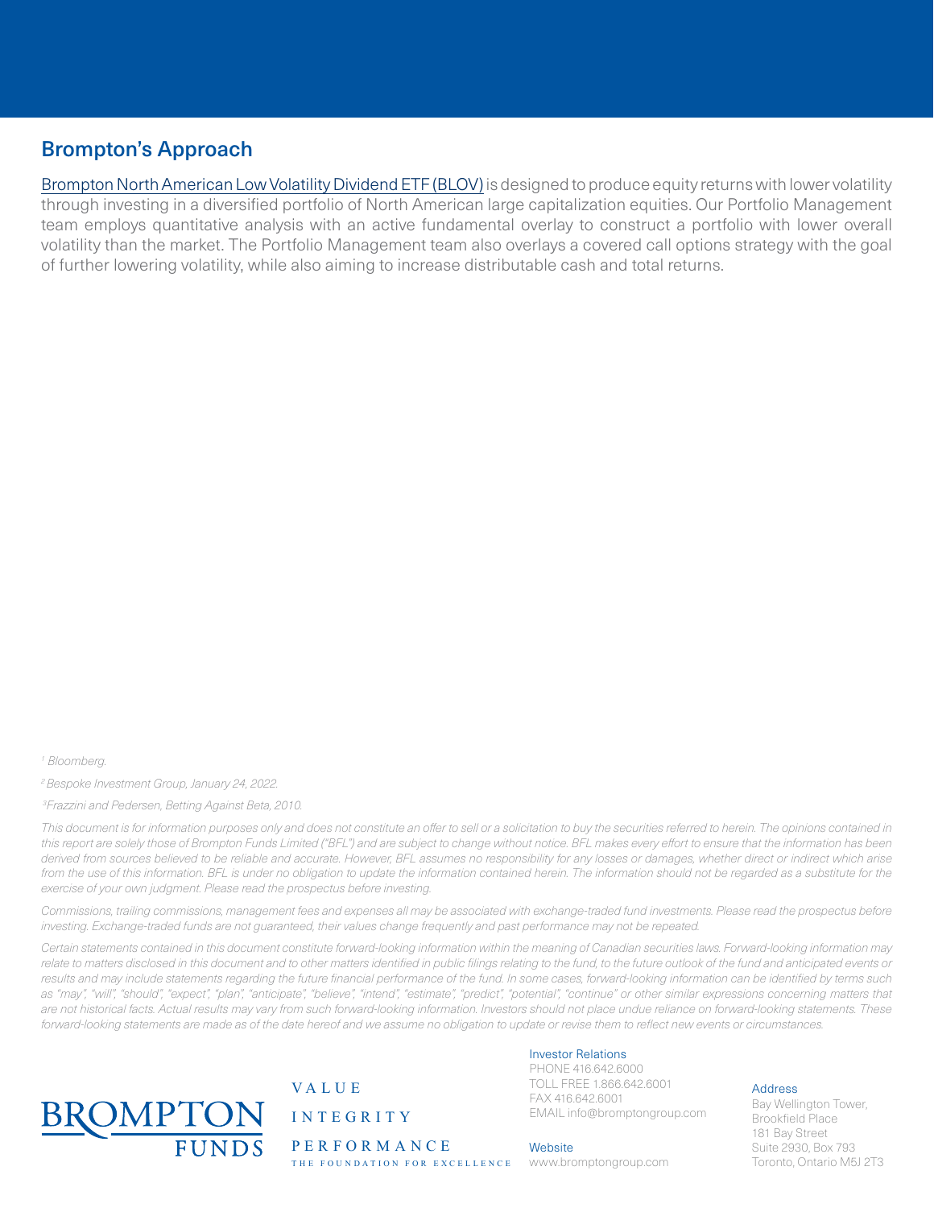## Brompton's Approach

Brompton North American Low Volatility Dividend ETF (BLOV) is designed to produce equity returns with lower volatility through investing in a diversified portfolio of North American large capitalization equities. Our Portfolio Management team employs quantitative analysis with an active fundamental overlay to construct a portfolio with lower overall volatility than the market. The Portfolio Management team also overlays a covered call options strategy with the goal of further lowering volatility, while also aiming to increase distributable cash and total returns.

*[1] Bloomberg.*

*[2] Bespoke Investment Group, January 24, 2022.*

*[3] Frazzini and Pedersen, Betting Against Beta, 2010.*

*This document is for information purposes only and does not constitute an offer to sell or a solicitation to buy the securities referred to herein. The opinions contained in this report are solely those of Brompton Funds Limited ("BFL") and are subject to change without notice. BFL makes every effort to ensure that the information has been derived from sources believed to be reliable and accurate. However, BFL assumes no responsibility for any losses or damages, whether direct or indirect which arise from the use of this information. BFL is under no obligation to update the information contained herein. The information should not be regarded as a substitute for the exercise of your own judgment. Please read the prospectus before investing.*

*Commissions, trailing commissions, management fees and expenses all may be associated with exchange-traded fund investments. Please read the prospectus before investing. Exchange-traded funds are not guaranteed, their values change frequently and past performance may not be repeated.*

*Certain statements contained in this document constitute forward-looking information within the meaning of Canadian securities laws. Forward-looking information may relate to matters disclosed in this document and to other matters identified in public filings relating to the fund, to the future outlook of the fund and anticipated events or results and may include statements regarding the future financial performance of the fund. In some cases, forward-looking information can be identified by terms such as "may", "will", "should", "expect", "plan", "anticipate", "believe", "intend", "estimate", "predict", "potential", "continue" or other similar expressions concerning matters that are not historical facts. Actual results may vary from such forward-looking information. Investors should not place undue reliance on forward-looking statements. These forward-looking statements are made as of the date hereof and we assume no obligation to update or revise them to reflect new events or circumstances.*

BROMPTON FUNDS

VALUE
INTEGRITY
PERFORMANCE
THE FOUNDATION FOR EXCELLENCE

**Investor Relations**
PHONE 416.642.6000
TOLL FREE 1.866.642.6001
FAX 416.642.6001
EMAIL info@bromptongroup.com

**Website**
www.bromptongroup.com

**Address**
Bay Wellington Tower,
Brookfield Place
181 Bay Street
Suite 2930, Box 793
Toronto, Ontario M5J 2T3